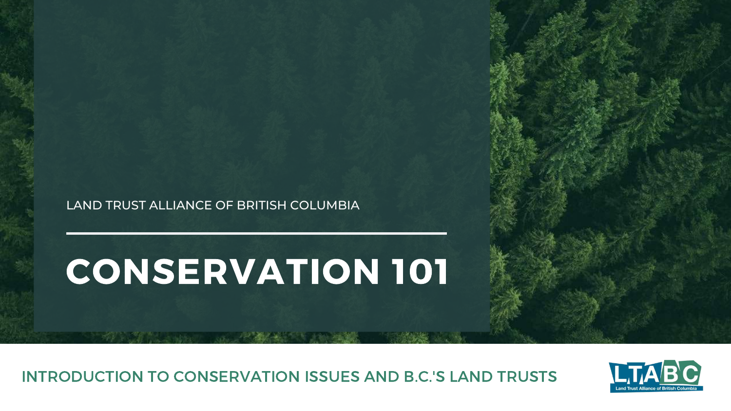LAND TRUST ALLIANCE OF BRITISH COLUMBIA

# CONSERVATION 101

## INTRODUCTION TO CONSERVATION ISSUES AND B.C.'S LAND TRUSTS

LTABC Land Trust Alliance of British Columbia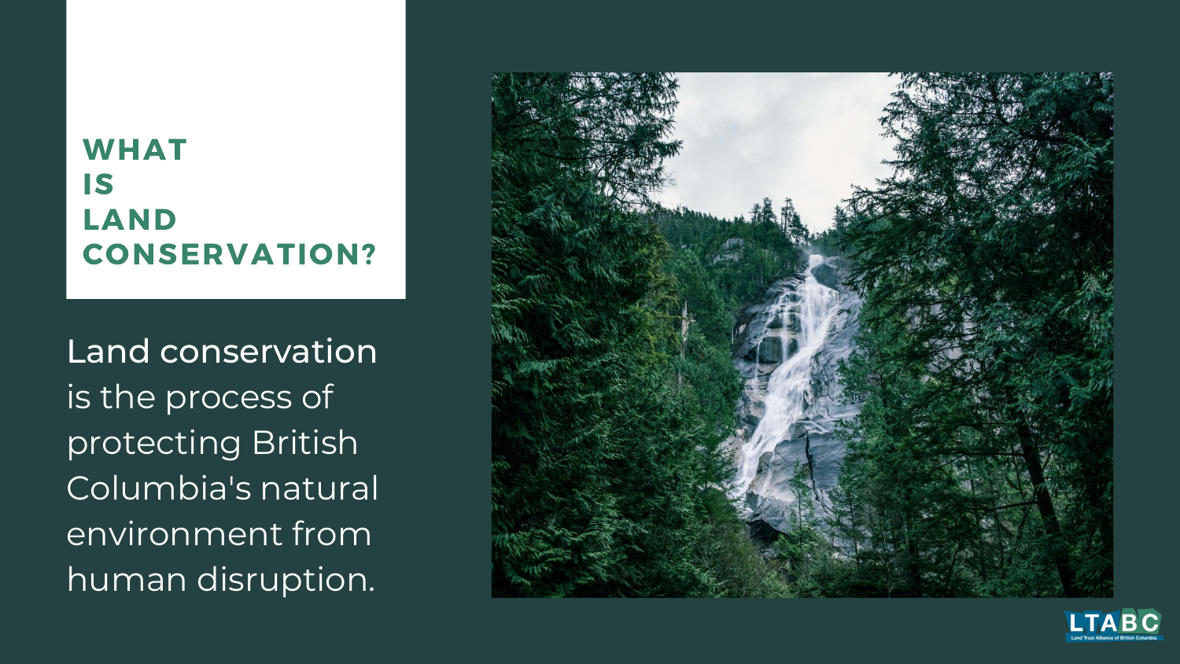# WHAT IS LAND CONSERVATION?

Land conservation is the process of protecting British Columbia's natural environment from human disruption.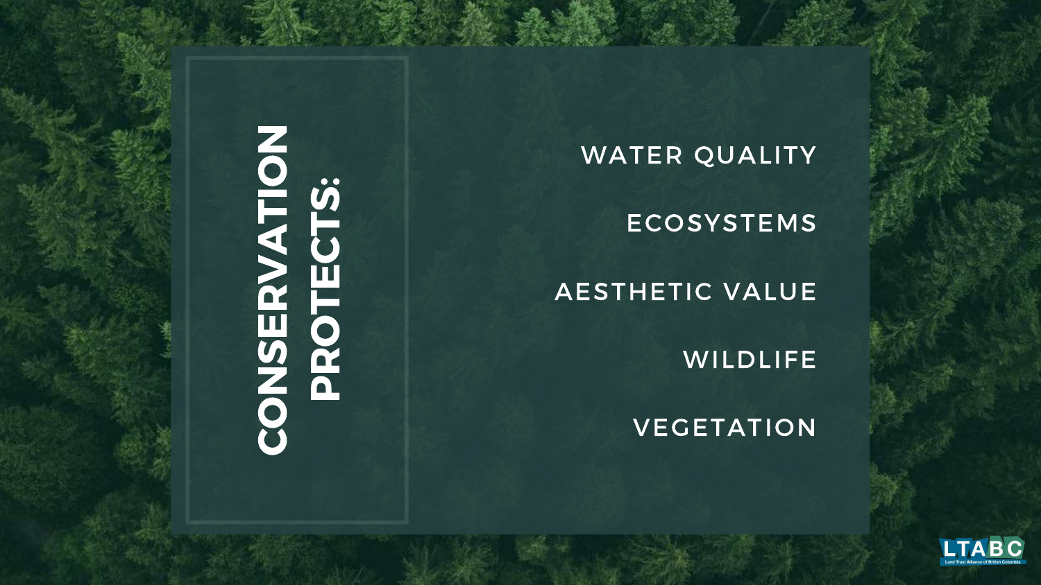# CONSERVATION PROTECTS:

- WATER QUALITY
- ECOSYSTEMS
- AESTHETIC VALUE
- WILDLIFE
- VEGETATION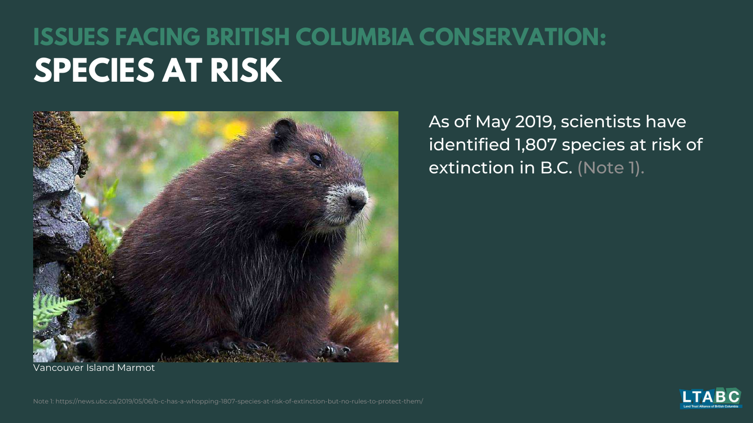# ISSUES FACING BRITISH COLUMBIA CONSERVATION:

## SPECIES AT RISK

Vancouver Island Marmot

As of May 2019, scientists have identified 1,807 species at risk of extinction in B.C. (Note 1).

Note 1: https://news.ubc.ca/2019/05/06/b-c-has-a-whopping-1807-species-at-risk-of-extinction-but-no-rules-to-protect-them/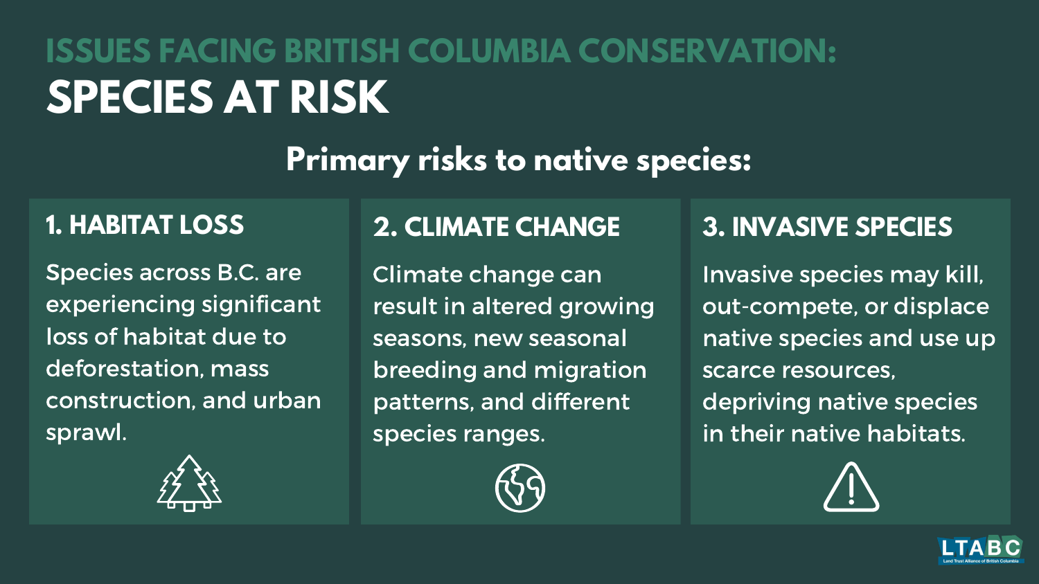# ISSUES FACING BRITISH COLUMBIA CONSERVATION:
# SPECIES AT RISK

## Primary risks to native species:

### 1. HABITAT LOSS

Species across B.C. are experiencing significant loss of habitat due to deforestation, mass construction, and urban sprawl.

### 2. CLIMATE CHANGE

Climate change can result in altered growing seasons, new seasonal breeding and migration patterns, and different species ranges.

### 3. INVASIVE SPECIES

Invasive species may kill, out-compete, or displace native species and use up scarce resources, depriving native species in their native habitats.

LTABC
Land Trust Alliance of British Columbia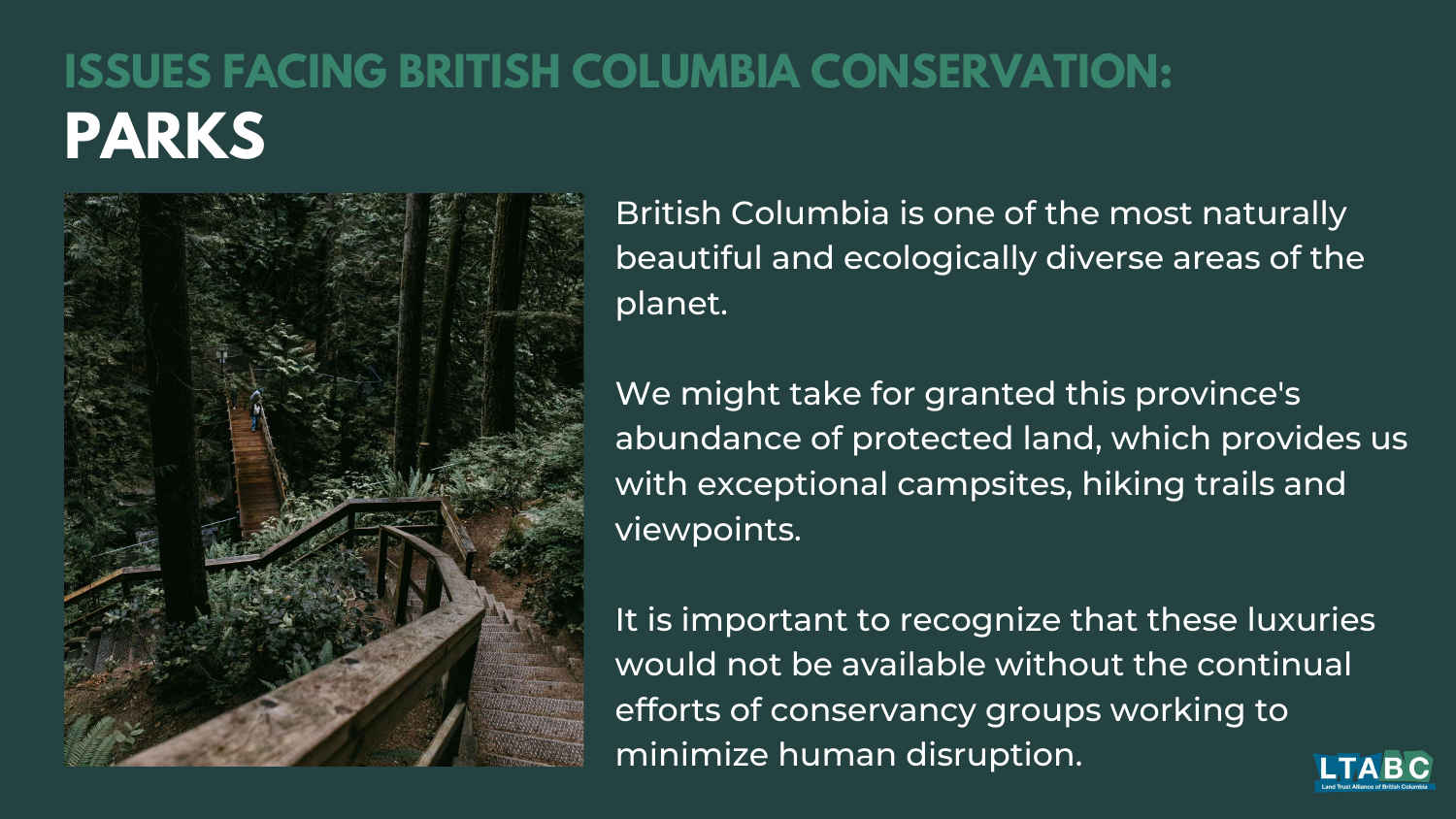## ISSUES FACING BRITISH COLUMBIA CONSERVATION:

# PARKS

British Columbia is one of the most naturally beautiful and ecologically diverse areas of the planet.

We might take for granted this province's abundance of protected land, which provides us with exceptional campsites, hiking trails and viewpoints.

It is important to recognize that these luxuries would not be available without the continual efforts of conservancy groups working to minimize human disruption.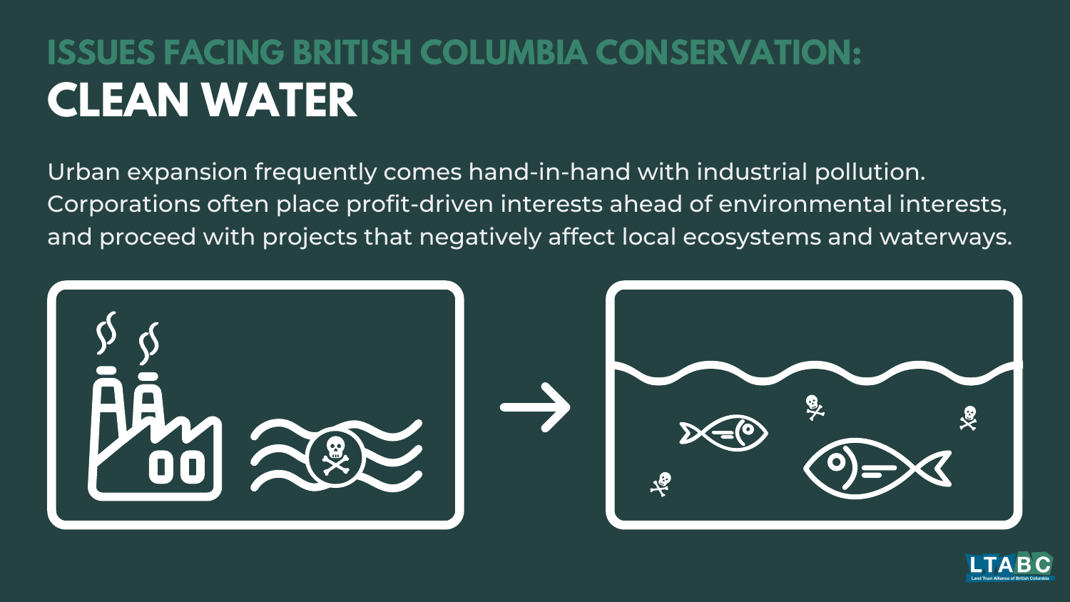## ISSUES FACING BRITISH COLUMBIA CONSERVATION:

# CLEAN WATER

Urban expansion frequently comes hand-in-hand with industrial pollution. Corporations often place profit-driven interests ahead of environmental interests, and proceed with projects that negatively affect local ecosystems and waterways.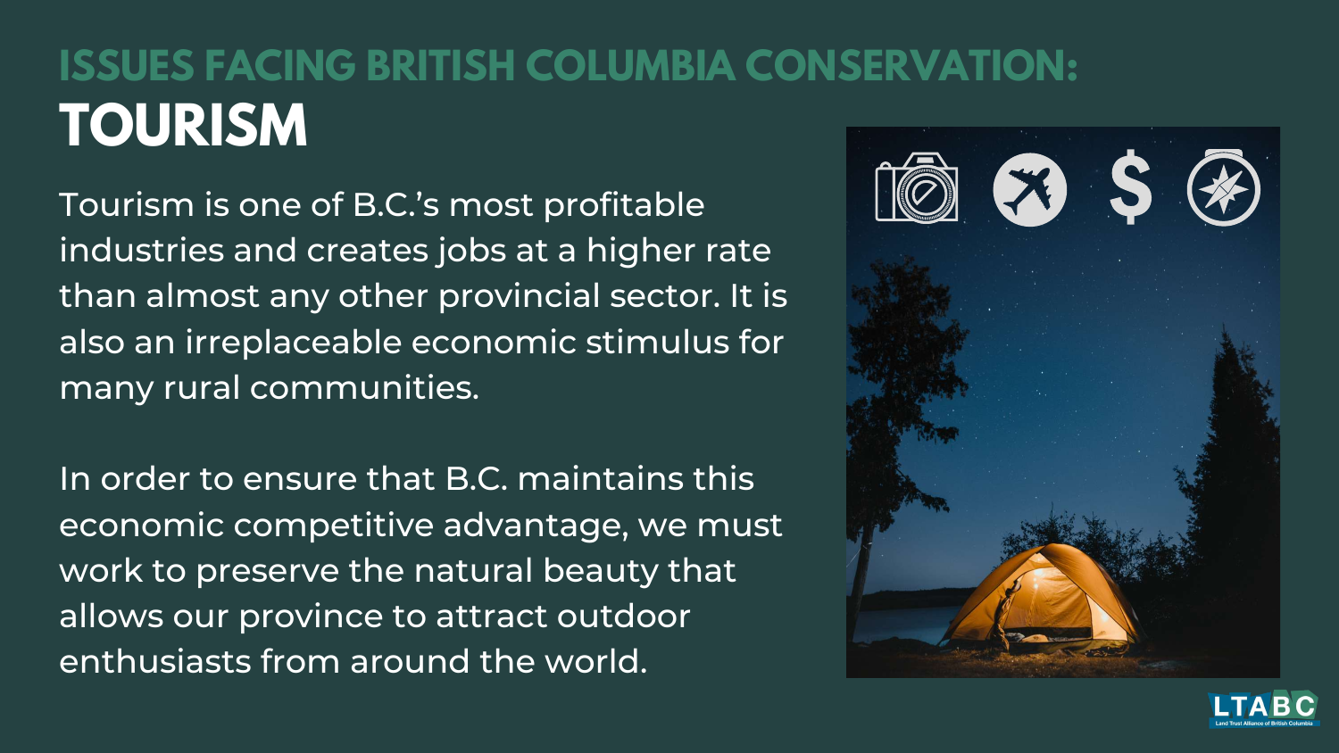# ISSUES FACING BRITISH COLUMBIA CONSERVATION:

## TOURISM

Tourism is one of B.C.'s most profitable industries and creates jobs at a higher rate than almost any other provincial sector. It is also an irreplaceable economic stimulus for many rural communities.

In order to ensure that B.C. maintains this economic competitive advantage, we must work to preserve the natural beauty that allows our province to attract outdoor enthusiasts from around the world.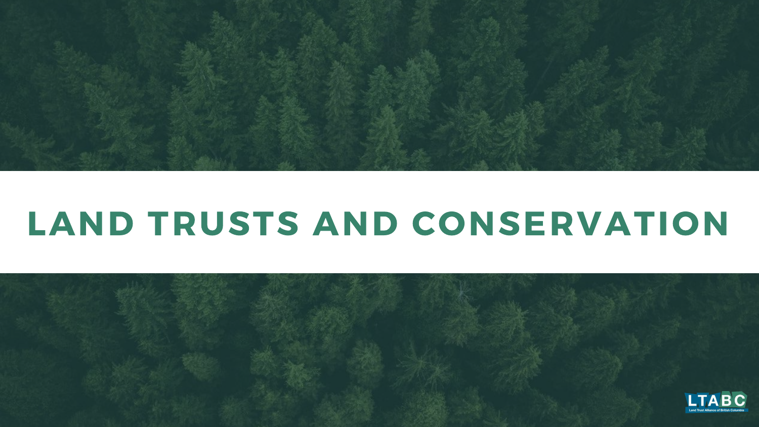# LAND TRUSTS AND CONSERVATION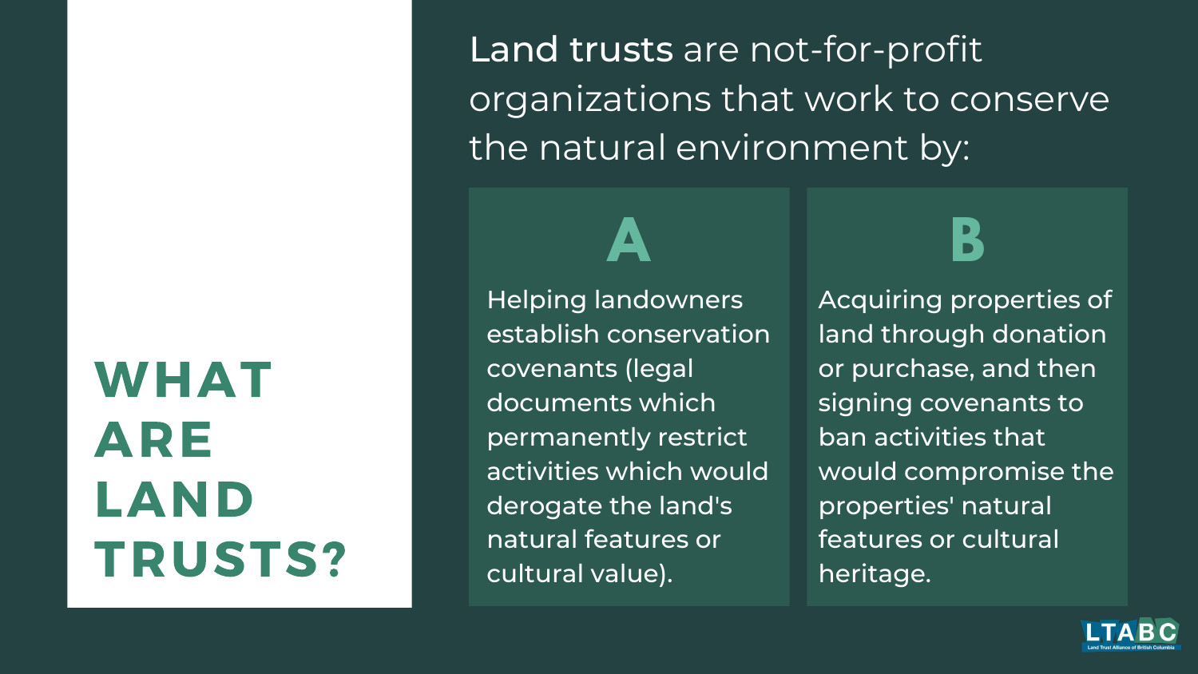# WHAT ARE LAND TRUSTS?

**Land trusts** are not-for-profit organizations that work to conserve the natural environment by:

**A**

Helping landowners establish conservation covenants (legal documents which permanently restrict activities which would derogate the land's natural features or cultural value).

**B**

Acquiring properties of land through donation or purchase, and then signing covenants to ban activities that would compromise the properties' natural features or cultural heritage.

LTABC
Land Trust Alliance of British Columbia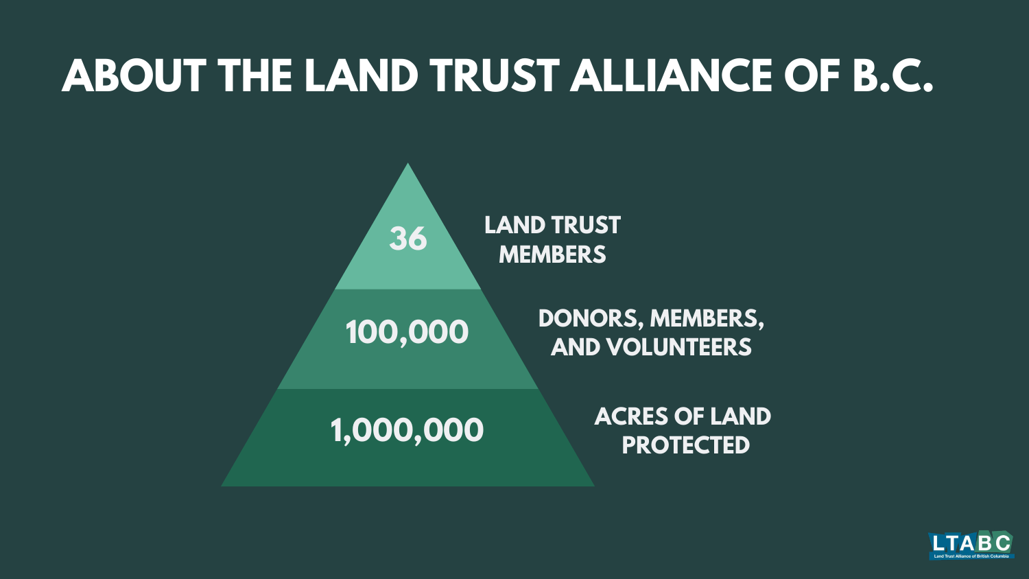# ABOUT THE LAND TRUST ALLIANCE OF B.C.

**36** LAND TRUST MEMBERS

**100,000** DONORS, MEMBERS, AND VOLUNTEERS

**1,000,000** ACRES OF LAND PROTECTED

LTABC
Land Trust Alliance of British Columbia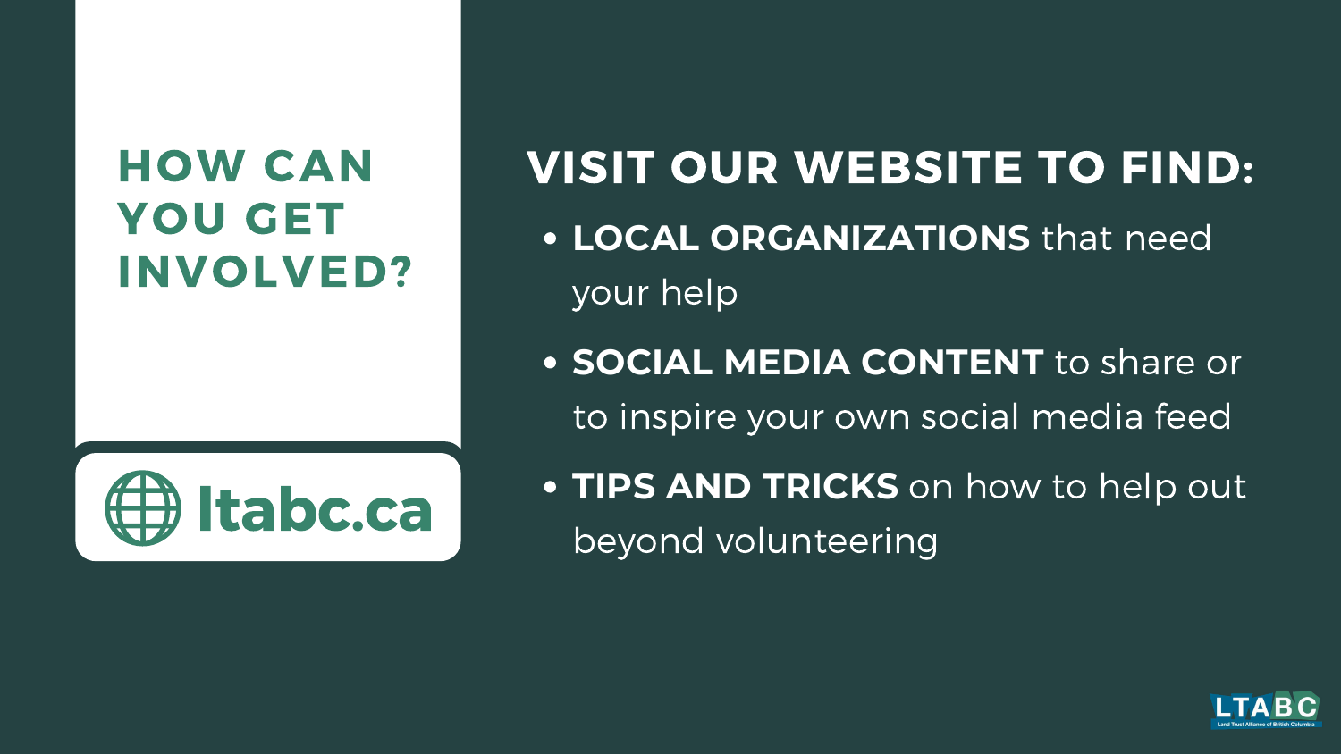## HOW CAN YOU GET INVOLVED?

ltabc.ca

## VISIT OUR WEBSITE TO FIND:

- **LOCAL ORGANIZATIONS** that need your help
- **SOCIAL MEDIA CONTENT** to share or to inspire your own social media feed
- **TIPS AND TRICKS** on how to help out beyond volunteering

LTABC
Land Trust Alliance of British Columbia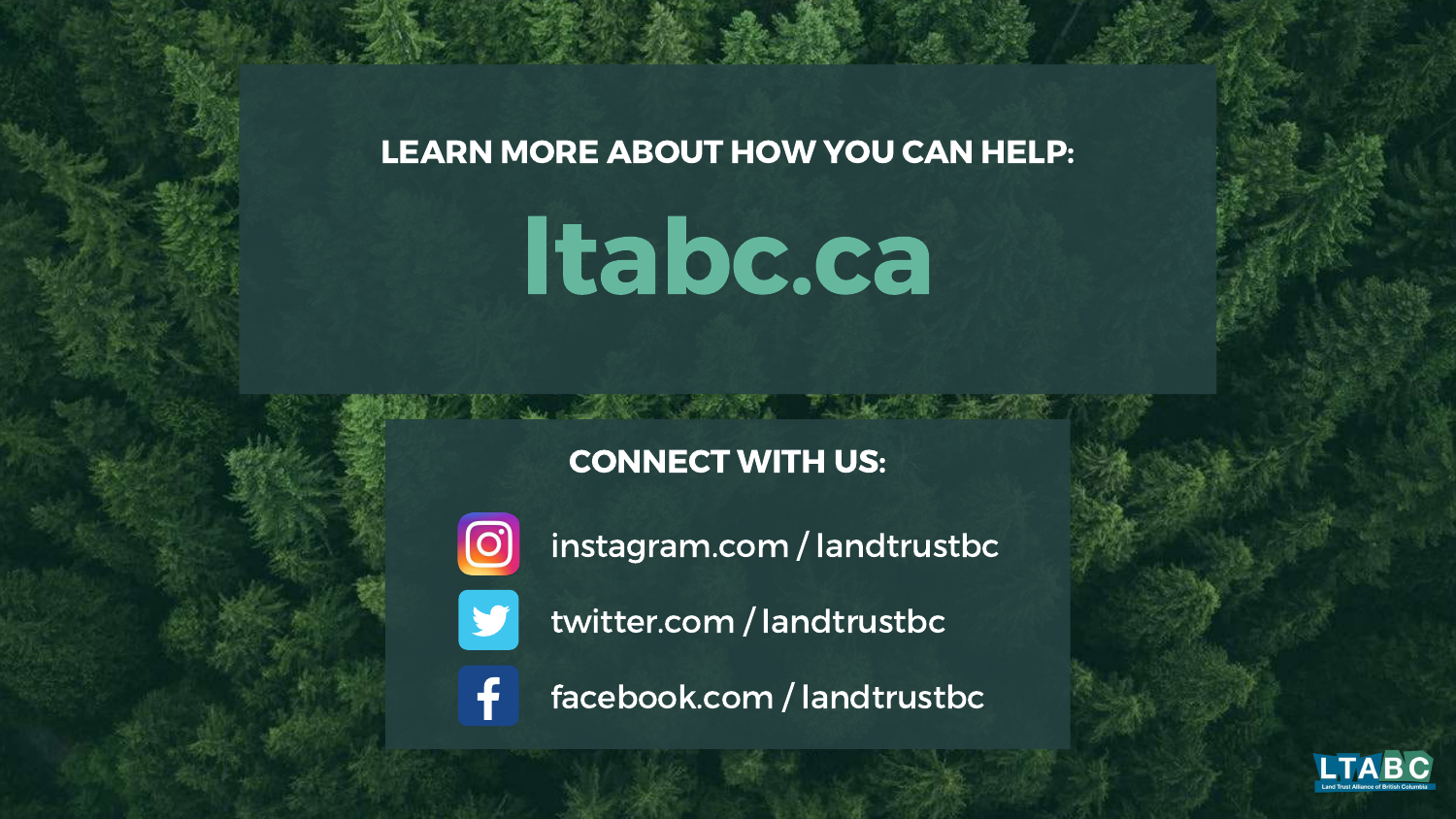LEARN MORE ABOUT HOW YOU CAN HELP:

# ltabc.ca

CONNECT WITH US:

instagram.com / landtrustbc

twitter.com / landtrustbc

facebook.com / landtrustbc

LTABC

Land Trust Alliance of British Columbia